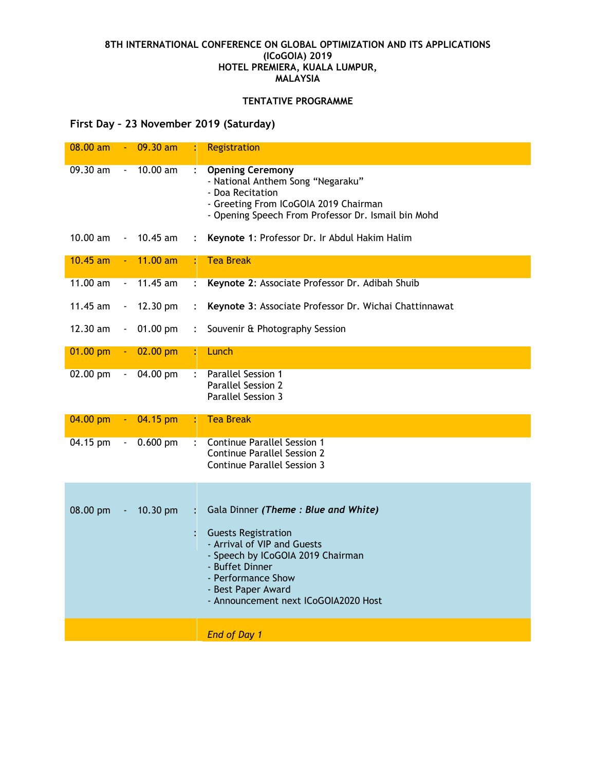**8TH INTERNATIONAL CONFERENCE ON GLOBAL OPTIMIZATION AND ITS APPLICATIONS (ICoGOIA) 2019**
**HOTEL PREMIERA, KUALA LUMPUR, MALAYSIA**

**TENTATIVE PROGRAMME**

## First Day – 23 November 2019 (Saturday)

| Time | | | | Activity |
|---|---|---|---|---|
| 08.00 am | - | 09.30 am | : | Registration |
| 09.30 am | - | 10.00 am | : | **Opening Ceremony**<br>- National Anthem Song "Negaraku"<br>- Doa Recitation<br>- Greeting From ICoGOIA 2019 Chairman<br>- Opening Speech From Professor Dr. Ismail bin Mohd |
| 10.00 am | - | 10.45 am | : | **Keynote 1**: Professor Dr. Ir Abdul Hakim Halim |
| 10.45 am | - | 11.00 am | : | Tea Break |
| 11.00 am | - | 11.45 am | : | **Keynote 2**: Associate Professor Dr. Adibah Shuib |
| 11.45 am | - | 12.30 pm | : | **Keynote 3**: Associate Professor Dr. Wichai Chattinnawat |
| 12.30 am | - | 01.00 pm | : | Souvenir & Photography Session |
| 01.00 pm | - | 02.00 pm | : | Lunch |
| 02.00 pm | - | 04.00 pm | : | Parallel Session 1<br>Parallel Session 2<br>Parallel Session 3 |
| 04.00 pm | - | 04.15 pm | : | Tea Break |
| 04.15 pm | - | 0.600 pm | : | Continue Parallel Session 1<br>Continue Parallel Session 2<br>Continue Parallel Session 3 |
| 08.00 pm | - | 10.30 pm | : | Gala Dinner ***(Theme : Blue and White)*** |
| | | | : | Guests Registration<br>- Arrival of VIP and Guests<br>- Speech by ICoGOIA 2019 Chairman<br>- Buffet Dinner<br>- Performance Show<br>- Best Paper Award<br>- Announcement next ICoGOIA2020 Host |
| | | | | *End of Day 1* |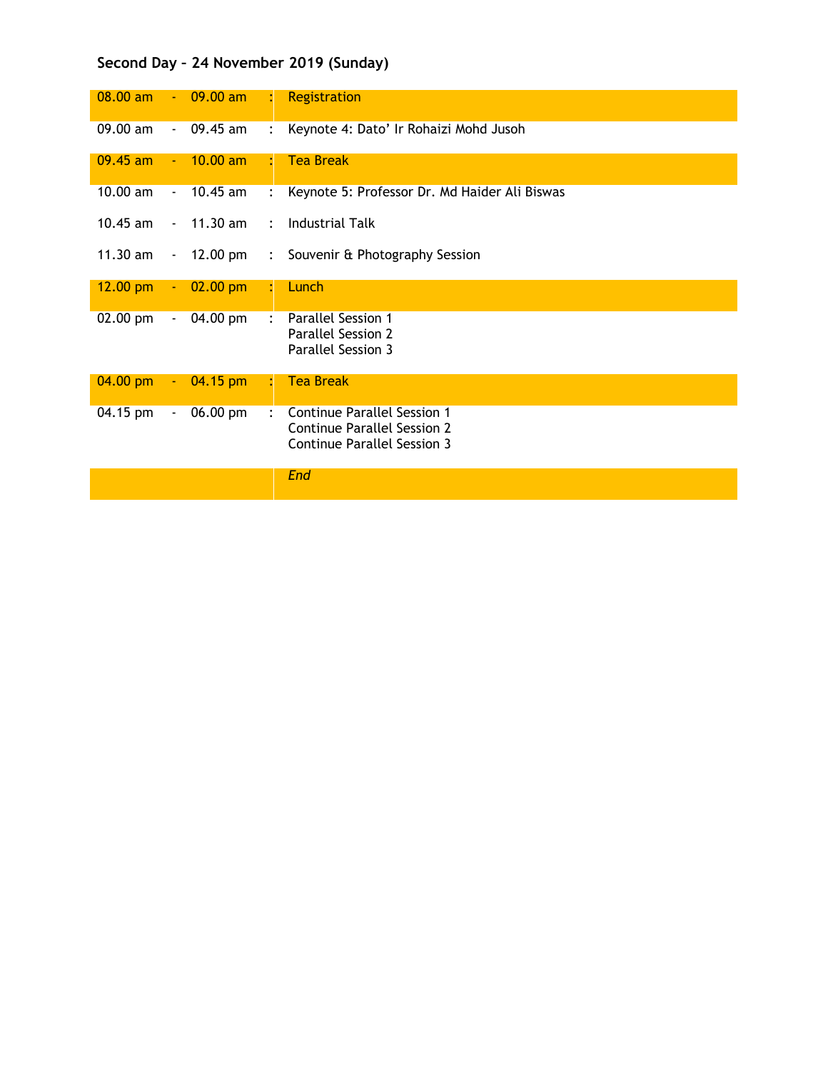**Second Day – 24 November 2019 (Sunday)**

| | | | | |
|---|---|---|---|---|
| 08.00 am | - | 09.00 am | : | Registration |
| 09.00 am | - | 09.45 am | : | Keynote 4: Dato' Ir Rohaizi Mohd Jusoh |
| 09.45 am | - | 10.00 am | : | Tea Break |
| 10.00 am | - | 10.45 am | : | Keynote 5: Professor Dr. Md Haider Ali Biswas |
| 10.45 am | - | 11.30 am | : | Industrial Talk |
| 11.30 am | - | 12.00 pm | : | Souvenir & Photography Session |
| 12.00 pm | - | 02.00 pm | : | Lunch |
| 02.00 pm | - | 04.00 pm | : | Parallel Session 1<br>Parallel Session 2<br>Parallel Session 3 |
| 04.00 pm | - | 04.15 pm | : | Tea Break |
| 04.15 pm | - | 06.00 pm | : | Continue Parallel Session 1<br>Continue Parallel Session 2<br>Continue Parallel Session 3 |
| | | | | *End* |